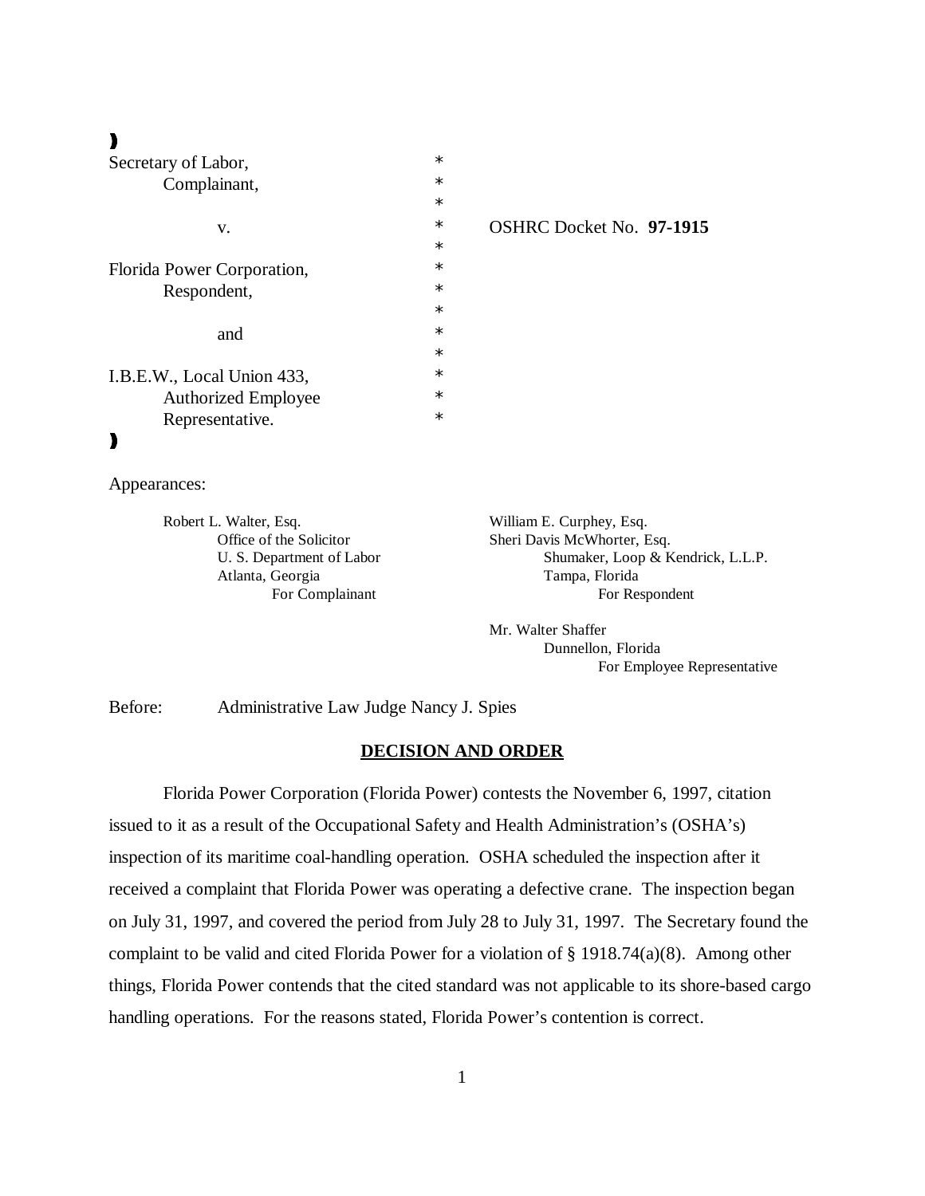| | | |
|---|---|---|
| Secretary of Labor, | * | |
| Complainant, | * | |
| | * | |
| v. | * | OSHRC Docket No. **97-1915** |
| | * | |
| Florida Power Corporation, | * | |
| Respondent, | * | |
| | * | |
| and | * | |
| | * | |
| I.B.E.W., Local Union 433, | * | |
| Authorized Employee | * | |
| Representative. | * | |

Appearances:

Robert L. Walter, Esq.
Office of the Solicitor
U. S. Department of Labor
Atlanta, Georgia
For Complainant

William E. Curphey, Esq.
Sheri Davis McWhorter, Esq.
Shumaker, Loop & Kendrick, L.L.P.
Tampa, Florida
For Respondent

Mr. Walter Shaffer
Dunnellon, Florida
For Employee Representative

Before: Administrative Law Judge Nancy J. Spies

## DECISION AND ORDER

Florida Power Corporation (Florida Power) contests the November 6, 1997, citation issued to it as a result of the Occupational Safety and Health Administration's (OSHA's) inspection of its maritime coal-handling operation. OSHA scheduled the inspection after it received a complaint that Florida Power was operating a defective crane. The inspection began on July 31, 1997, and covered the period from July 28 to July 31, 1997. The Secretary found the complaint to be valid and cited Florida Power for a violation of § 1918.74(a)(8). Among other things, Florida Power contends that the cited standard was not applicable to its shore-based cargo handling operations. For the reasons stated, Florida Power's contention is correct.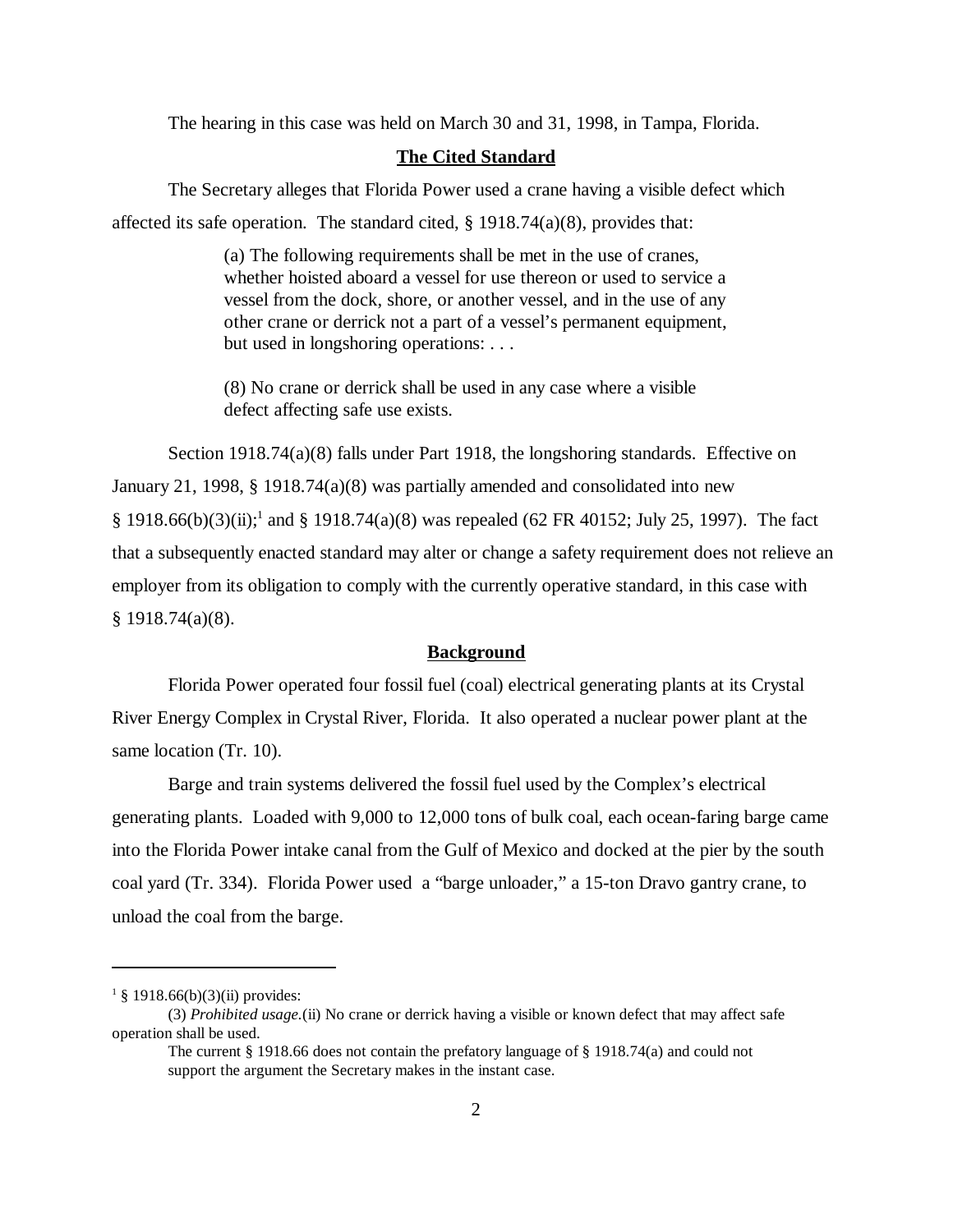The hearing in this case was held on March 30 and 31, 1998, in Tampa, Florida.

**The Cited Standard**

The Secretary alleges that Florida Power used a crane having a visible defect which affected its safe operation. The standard cited, § 1918.74(a)(8), provides that:

> (a) The following requirements shall be met in the use of cranes, whether hoisted aboard a vessel for use thereon or used to service a vessel from the dock, shore, or another vessel, and in the use of any other crane or derrick not a part of a vessel's permanent equipment, but used in longshoring operations: . . .
>
> (8) No crane or derrick shall be used in any case where a visible defect affecting safe use exists.

Section 1918.74(a)(8) falls under Part 1918, the longshoring standards. Effective on January 21, 1998, § 1918.74(a)(8) was partially amended and consolidated into new § 1918.66(b)(3)(ii);[1] and § 1918.74(a)(8) was repealed (62 FR 40152; July 25, 1997). The fact that a subsequently enacted standard may alter or change a safety requirement does not relieve an employer from its obligation to comply with the currently operative standard, in this case with § 1918.74(a)(8).

**Background**

Florida Power operated four fossil fuel (coal) electrical generating plants at its Crystal River Energy Complex in Crystal River, Florida. It also operated a nuclear power plant at the same location (Tr. 10).

Barge and train systems delivered the fossil fuel used by the Complex's electrical generating plants. Loaded with 9,000 to 12,000 tons of bulk coal, each ocean-faring barge came into the Florida Power intake canal from the Gulf of Mexico and docked at the pier by the south coal yard (Tr. 334). Florida Power used a "barge unloader," a 15-ton Dravo gantry crane, to unload the coal from the barge.

---

[1] § 1918.66(b)(3)(ii) provides:

(3) *Prohibited usage.*(ii) No crane or derrick having a visible or known defect that may affect safe operation shall be used.

The current § 1918.66 does not contain the prefatory language of § 1918.74(a) and could not support the argument the Secretary makes in the instant case.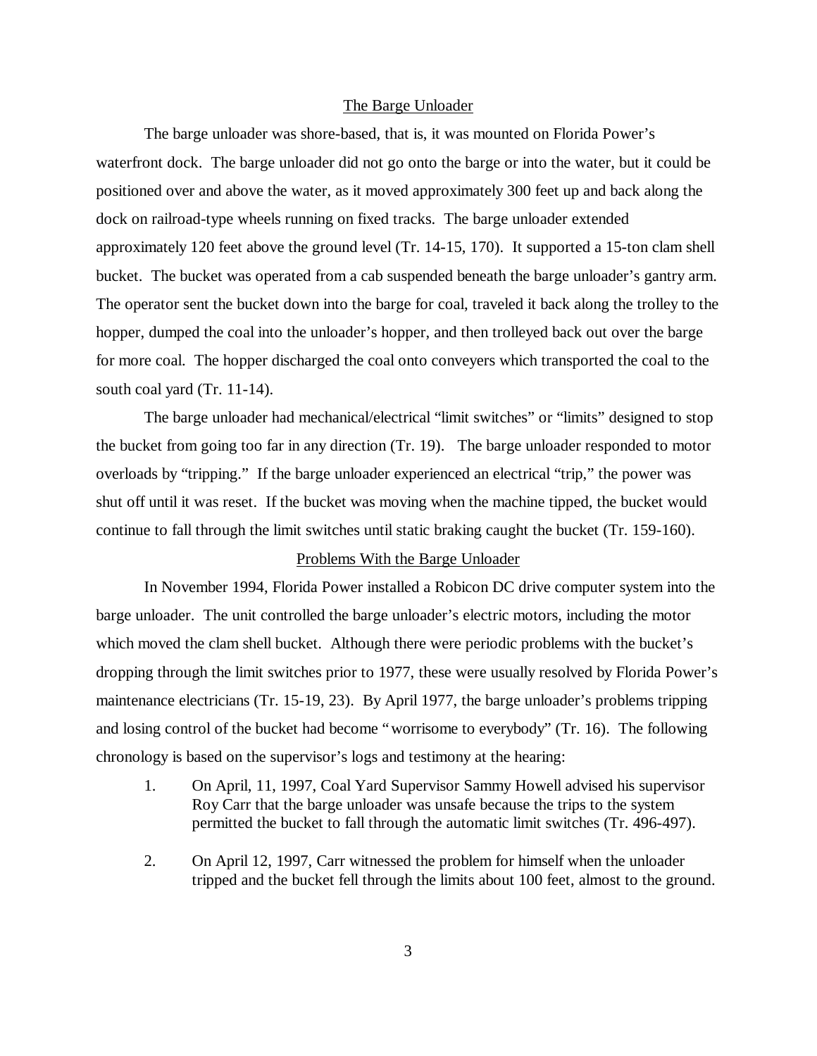## The Barge Unloader

The barge unloader was shore-based, that is, it was mounted on Florida Power's waterfront dock. The barge unloader did not go onto the barge or into the water, but it could be positioned over and above the water, as it moved approximately 300 feet up and back along the dock on railroad-type wheels running on fixed tracks. The barge unloader extended approximately 120 feet above the ground level (Tr. 14-15, 170). It supported a 15-ton clam shell bucket. The bucket was operated from a cab suspended beneath the barge unloader's gantry arm. The operator sent the bucket down into the barge for coal, traveled it back along the trolley to the hopper, dumped the coal into the unloader's hopper, and then trolleyed back out over the barge for more coal. The hopper discharged the coal onto conveyers which transported the coal to the south coal yard (Tr. 11-14).

The barge unloader had mechanical/electrical "limit switches" or "limits" designed to stop the bucket from going too far in any direction (Tr. 19). The barge unloader responded to motor overloads by "tripping." If the barge unloader experienced an electrical "trip," the power was shut off until it was reset. If the bucket was moving when the machine tipped, the bucket would continue to fall through the limit switches until static braking caught the bucket (Tr. 159-160).

## Problems With the Barge Unloader

In November 1994, Florida Power installed a Robicon DC drive computer system into the barge unloader. The unit controlled the barge unloader's electric motors, including the motor which moved the clam shell bucket. Although there were periodic problems with the bucket's dropping through the limit switches prior to 1977, these were usually resolved by Florida Power's maintenance electricians (Tr. 15-19, 23). By April 1977, the barge unloader's problems tripping and losing control of the bucket had become "worrisome to everybody" (Tr. 16). The following chronology is based on the supervisor's logs and testimony at the hearing:

1. On April, 11, 1997, Coal Yard Supervisor Sammy Howell advised his supervisor Roy Carr that the barge unloader was unsafe because the trips to the system permitted the bucket to fall through the automatic limit switches (Tr. 496-497).

2. On April 12, 1997, Carr witnessed the problem for himself when the unloader tripped and the bucket fell through the limits about 100 feet, almost to the ground.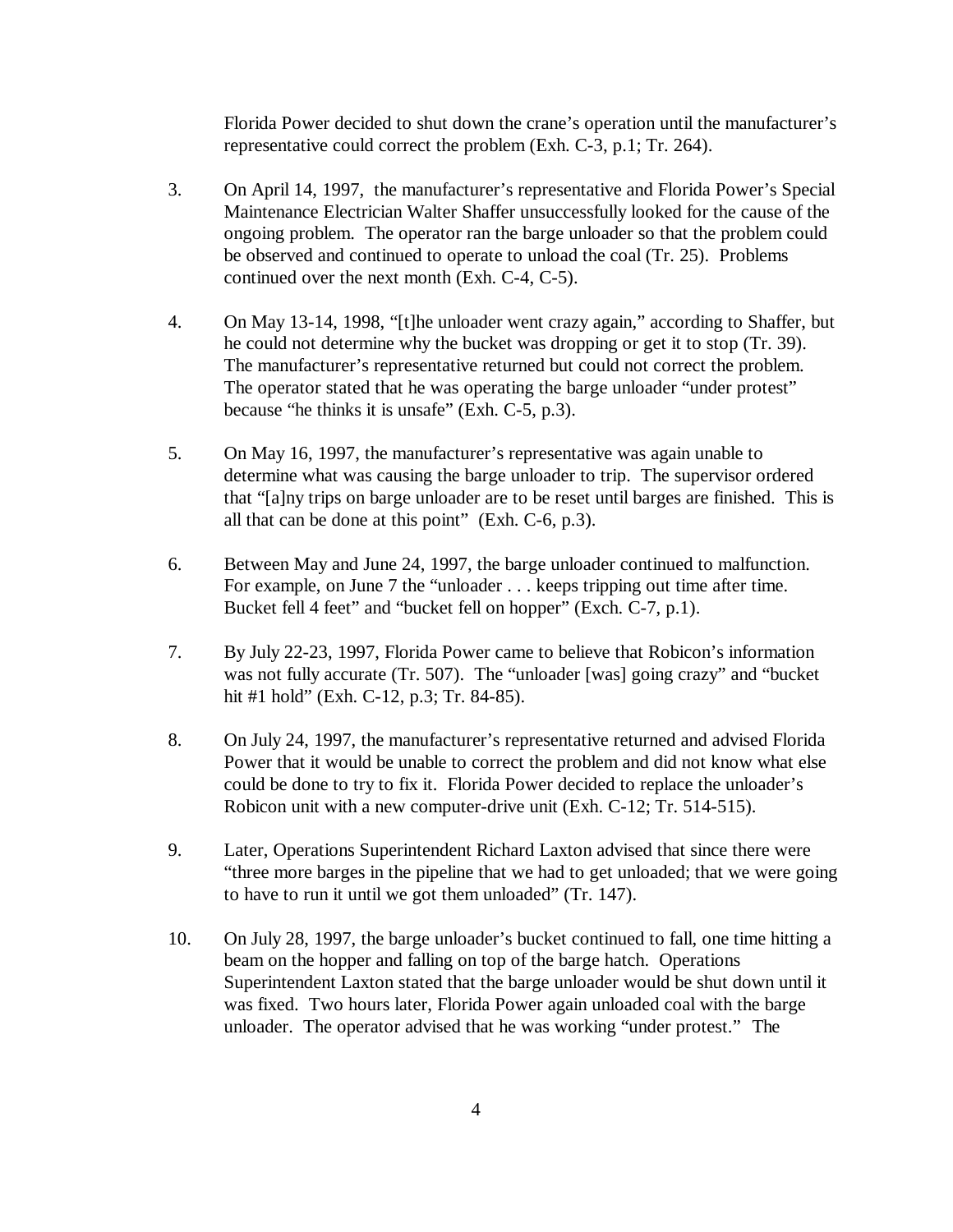Florida Power decided to shut down the crane's operation until the manufacturer's representative could correct the problem (Exh. C-3, p.1; Tr. 264).

3. On April 14, 1997, the manufacturer's representative and Florida Power's Special Maintenance Electrician Walter Shaffer unsuccessfully looked for the cause of the ongoing problem. The operator ran the barge unloader so that the problem could be observed and continued to operate to unload the coal (Tr. 25). Problems continued over the next month (Exh. C-4, C-5).

4. On May 13-14, 1998, "[t]he unloader went crazy again," according to Shaffer, but he could not determine why the bucket was dropping or get it to stop (Tr. 39). The manufacturer's representative returned but could not correct the problem. The operator stated that he was operating the barge unloader "under protest" because "he thinks it is unsafe" (Exh. C-5, p.3).

5. On May 16, 1997, the manufacturer's representative was again unable to determine what was causing the barge unloader to trip. The supervisor ordered that "[a]ny trips on barge unloader are to be reset until barges are finished. This is all that can be done at this point" (Exh. C-6, p.3).

6. Between May and June 24, 1997, the barge unloader continued to malfunction. For example, on June 7 the "unloader . . . keeps tripping out time after time. Bucket fell 4 feet" and "bucket fell on hopper" (Exch. C-7, p.1).

7. By July 22-23, 1997, Florida Power came to believe that Robicon's information was not fully accurate (Tr. 507). The "unloader [was] going crazy" and "bucket hit #1 hold" (Exh. C-12, p.3; Tr. 84-85).

8. On July 24, 1997, the manufacturer's representative returned and advised Florida Power that it would be unable to correct the problem and did not know what else could be done to try to fix it. Florida Power decided to replace the unloader's Robicon unit with a new computer-drive unit (Exh. C-12; Tr. 514-515).

9. Later, Operations Superintendent Richard Laxton advised that since there were "three more barges in the pipeline that we had to get unloaded; that we were going to have to run it until we got them unloaded" (Tr. 147).

10. On July 28, 1997, the barge unloader's bucket continued to fall, one time hitting a beam on the hopper and falling on top of the barge hatch. Operations Superintendent Laxton stated that the barge unloader would be shut down until it was fixed. Two hours later, Florida Power again unloaded coal with the barge unloader. The operator advised that he was working "under protest." The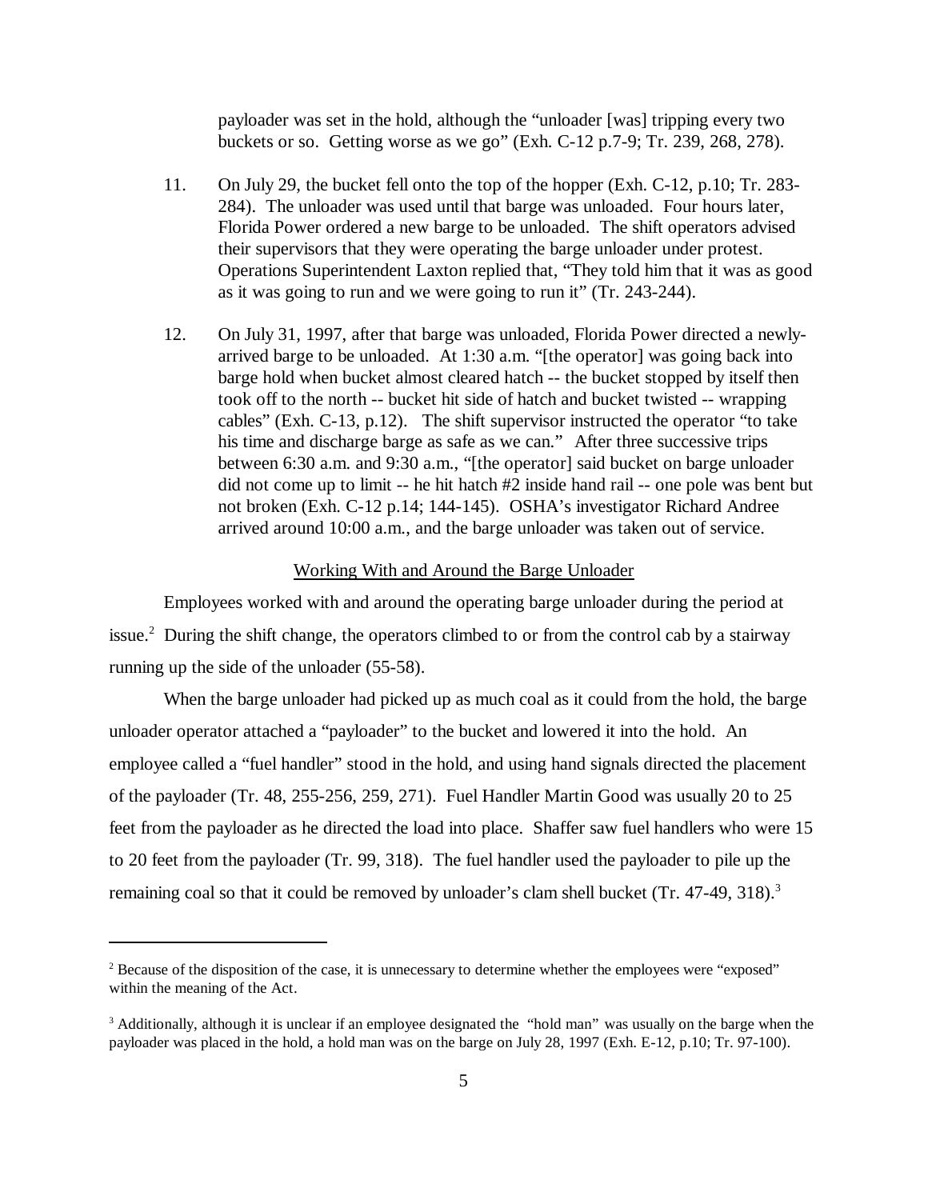payloader was set in the hold, although the "unloader [was] tripping every two buckets or so. Getting worse as we go" (Exh. C-12 p.7-9; Tr. 239, 268, 278).

11. On July 29, the bucket fell onto the top of the hopper (Exh. C-12, p.10; Tr. 283-284). The unloader was used until that barge was unloaded. Four hours later, Florida Power ordered a new barge to be unloaded. The shift operators advised their supervisors that they were operating the barge unloader under protest. Operations Superintendent Laxton replied that, "They told him that it was as good as it was going to run and we were going to run it" (Tr. 243-244).

12. On July 31, 1997, after that barge was unloaded, Florida Power directed a newly-arrived barge to be unloaded. At 1:30 a.m. "[the operator] was going back into barge hold when bucket almost cleared hatch -- the bucket stopped by itself then took off to the north -- bucket hit side of hatch and bucket twisted -- wrapping cables" (Exh. C-13, p.12). The shift supervisor instructed the operator "to take his time and discharge barge as safe as we can." After three successive trips between 6:30 a.m. and 9:30 a.m., "[the operator] said bucket on barge unloader did not come up to limit -- he hit hatch #2 inside hand rail -- one pole was bent but not broken (Exh. C-12 p.14; 144-145). OSHA's investigator Richard Andree arrived around 10:00 a.m., and the barge unloader was taken out of service.

## Working With and Around the Barge Unloader

Employees worked with and around the operating barge unloader during the period at issue.[2] During the shift change, the operators climbed to or from the control cab by a stairway running up the side of the unloader (55-58).

When the barge unloader had picked up as much coal as it could from the hold, the barge unloader operator attached a "payloader" to the bucket and lowered it into the hold. An employee called a "fuel handler" stood in the hold, and using hand signals directed the placement of the payloader (Tr. 48, 255-256, 259, 271). Fuel Handler Martin Good was usually 20 to 25 feet from the payloader as he directed the load into place. Shaffer saw fuel handlers who were 15 to 20 feet from the payloader (Tr. 99, 318). The fuel handler used the payloader to pile up the remaining coal so that it could be removed by unloader's clam shell bucket (Tr. 47-49, 318).[3]

---

[2] Because of the disposition of the case, it is unnecessary to determine whether the employees were "exposed" within the meaning of the Act.

[3] Additionally, although it is unclear if an employee designated the "hold man" was usually on the barge when the payloader was placed in the hold, a hold man was on the barge on July 28, 1997 (Exh. E-12, p.10; Tr. 97-100).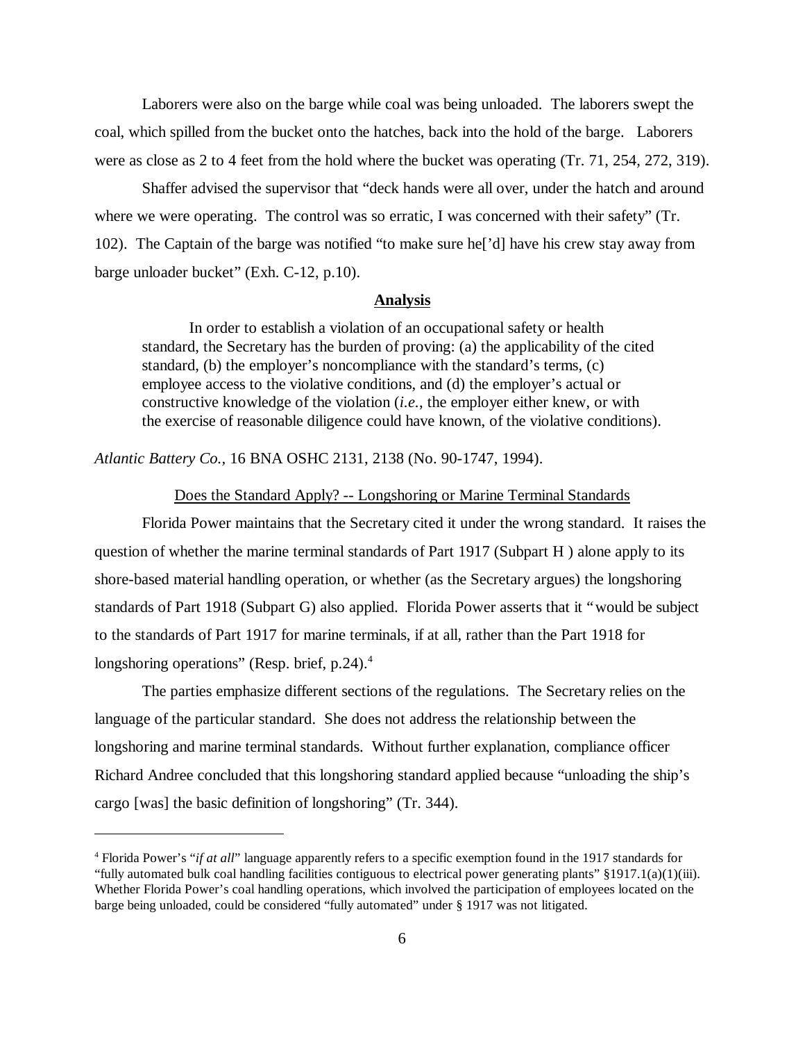Laborers were also on the barge while coal was being unloaded. The laborers swept the coal, which spilled from the bucket onto the hatches, back into the hold of the barge. Laborers were as close as 2 to 4 feet from the hold where the bucket was operating (Tr. 71, 254, 272, 319).

Shaffer advised the supervisor that "deck hands were all over, under the hatch and around where we were operating. The control was so erratic, I was concerned with their safety" (Tr. 102). The Captain of the barge was notified "to make sure he['d] have his crew stay away from barge unloader bucket" (Exh. C-12, p.10).

## Analysis

> In order to establish a violation of an occupational safety or health standard, the Secretary has the burden of proving: (a) the applicability of the cited standard, (b) the employer's noncompliance with the standard's terms, (c) employee access to the violative conditions, and (d) the employer's actual or constructive knowledge of the violation (*i.e.*, the employer either knew, or with the exercise of reasonable diligence could have known, of the violative conditions).

*Atlantic Battery Co.*, 16 BNA OSHC 2131, 2138 (No. 90-1747, 1994).

### Does the Standard Apply? -- Longshoring or Marine Terminal Standards

Florida Power maintains that the Secretary cited it under the wrong standard. It raises the question of whether the marine terminal standards of Part 1917 (Subpart H ) alone apply to its shore-based material handling operation, or whether (as the Secretary argues) the longshoring standards of Part 1918 (Subpart G) also applied. Florida Power asserts that it "would be subject to the standards of Part 1917 for marine terminals, if at all, rather than the Part 1918 for longshoring operations" (Resp. brief, p.24).[4]

The parties emphasize different sections of the regulations. The Secretary relies on the language of the particular standard. She does not address the relationship between the longshoring and marine terminal standards. Without further explanation, compliance officer Richard Andree concluded that this longshoring standard applied because "unloading the ship's cargo [was] the basic definition of longshoring" (Tr. 344).

---

[4] Florida Power's "*if at all*" language apparently refers to a specific exemption found in the 1917 standards for "fully automated bulk coal handling facilities contiguous to electrical power generating plants" §1917.1(a)(1)(iii). Whether Florida Power's coal handling operations, which involved the participation of employees located on the barge being unloaded, could be considered "fully automated" under § 1917 was not litigated.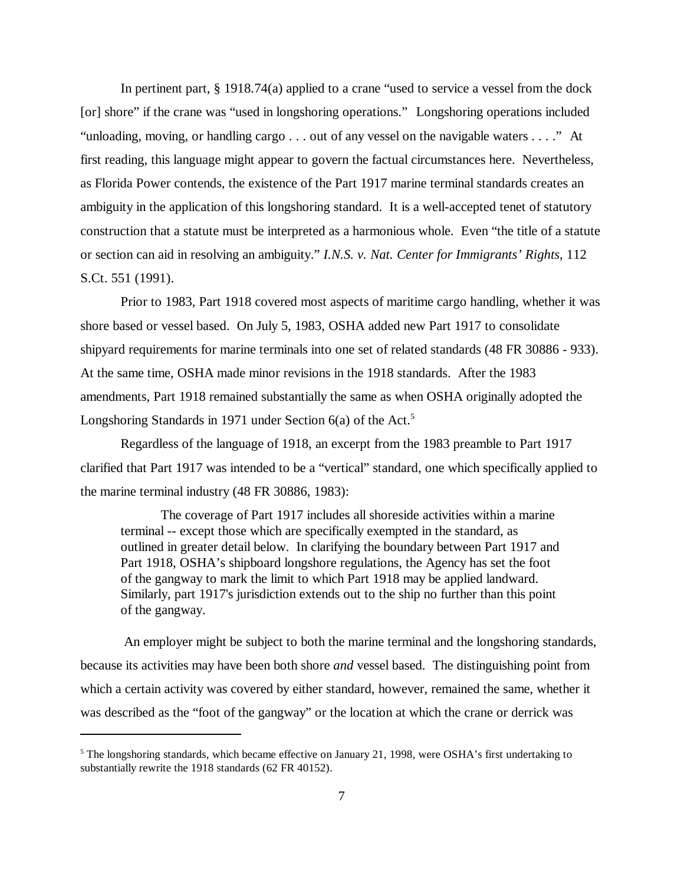In pertinent part, § 1918.74(a) applied to a crane "used to service a vessel from the dock [or] shore" if the crane was "used in longshoring operations." Longshoring operations included "unloading, moving, or handling cargo . . . out of any vessel on the navigable waters . . . ." At first reading, this language might appear to govern the factual circumstances here. Nevertheless, as Florida Power contends, the existence of the Part 1917 marine terminal standards creates an ambiguity in the application of this longshoring standard. It is a well-accepted tenet of statutory construction that a statute must be interpreted as a harmonious whole. Even "the title of a statute or section can aid in resolving an ambiguity." *I.N.S. v. Nat. Center for Immigrants' Rights*, 112 S.Ct. 551 (1991).

Prior to 1983, Part 1918 covered most aspects of maritime cargo handling, whether it was shore based or vessel based. On July 5, 1983, OSHA added new Part 1917 to consolidate shipyard requirements for marine terminals into one set of related standards (48 FR 30886 - 933). At the same time, OSHA made minor revisions in the 1918 standards. After the 1983 amendments, Part 1918 remained substantially the same as when OSHA originally adopted the Longshoring Standards in 1971 under Section 6(a) of the Act.[5]

Regardless of the language of 1918, an excerpt from the 1983 preamble to Part 1917 clarified that Part 1917 was intended to be a "vertical" standard, one which specifically applied to the marine terminal industry (48 FR 30886, 1983):

> The coverage of Part 1917 includes all shoreside activities within a marine terminal -- except those which are specifically exempted in the standard, as outlined in greater detail below. In clarifying the boundary between Part 1917 and Part 1918, OSHA's shipboard longshore regulations, the Agency has set the foot of the gangway to mark the limit to which Part 1918 may be applied landward. Similarly, part 1917's jurisdiction extends out to the ship no further than this point of the gangway.

An employer might be subject to both the marine terminal and the longshoring standards, because its activities may have been both shore *and* vessel based. The distinguishing point from which a certain activity was covered by either standard, however, remained the same, whether it was described as the "foot of the gangway" or the location at which the crane or derrick was

[5] The longshoring standards, which became effective on January 21, 1998, were OSHA's first undertaking to substantially rewrite the 1918 standards (62 FR 40152).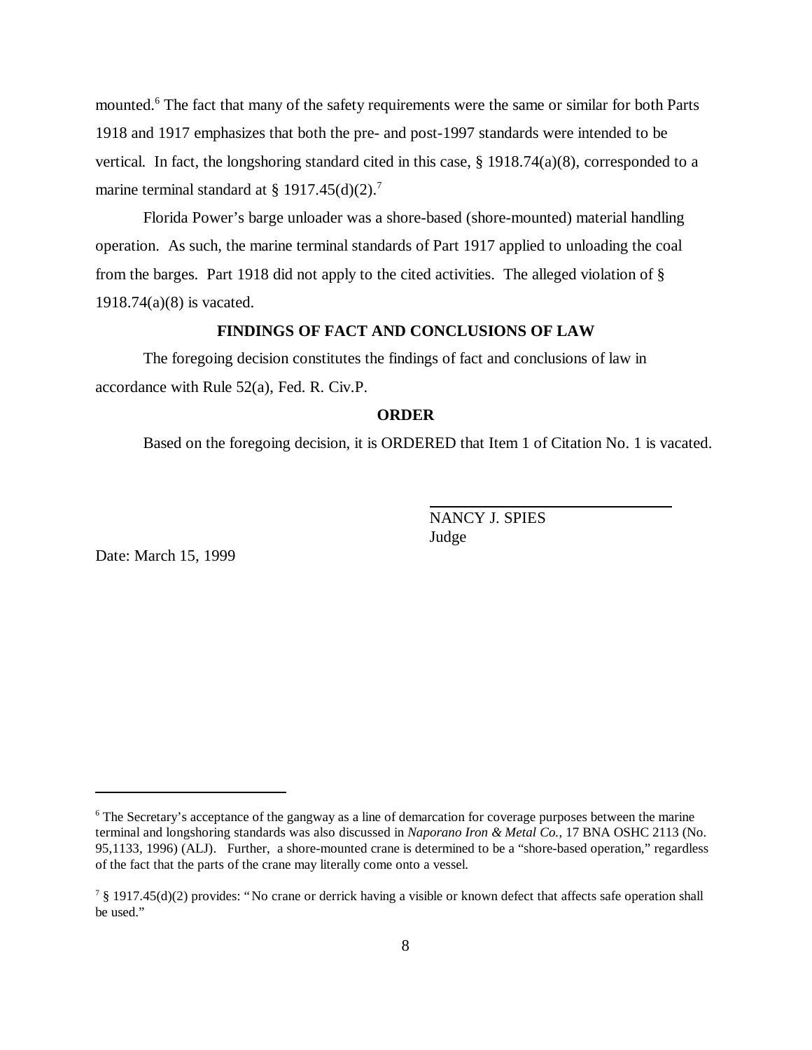mounted.[6] The fact that many of the safety requirements were the same or similar for both Parts 1918 and 1917 emphasizes that both the pre- and post-1997 standards were intended to be vertical. In fact, the longshoring standard cited in this case, § 1918.74(a)(8), corresponded to a marine terminal standard at § 1917.45(d)(2).[7]

Florida Power's barge unloader was a shore-based (shore-mounted) material handling operation. As such, the marine terminal standards of Part 1917 applied to unloading the coal from the barges. Part 1918 did not apply to the cited activities. The alleged violation of § 1918.74(a)(8) is vacated.

**FINDINGS OF FACT AND CONCLUSIONS OF LAW**

The foregoing decision constitutes the findings of fact and conclusions of law in accordance with Rule 52(a), Fed. R. Civ.P.

**ORDER**

Based on the foregoing decision, it is ORDERED that Item 1 of Citation No. 1 is vacated.

NANCY J. SPIES
Judge

Date: March 15, 1999

---

[6] The Secretary's acceptance of the gangway as a line of demarcation for coverage purposes between the marine terminal and longshoring standards was also discussed in *Naporano Iron & Metal Co.*, 17 BNA OSHC 2113 (No. 95,1133, 1996) (ALJ). Further, a shore-mounted crane is determined to be a "shore-based operation," regardless of the fact that the parts of the crane may literally come onto a vessel.

[7] § 1917.45(d)(2) provides: "No crane or derrick having a visible or known defect that affects safe operation shall be used."